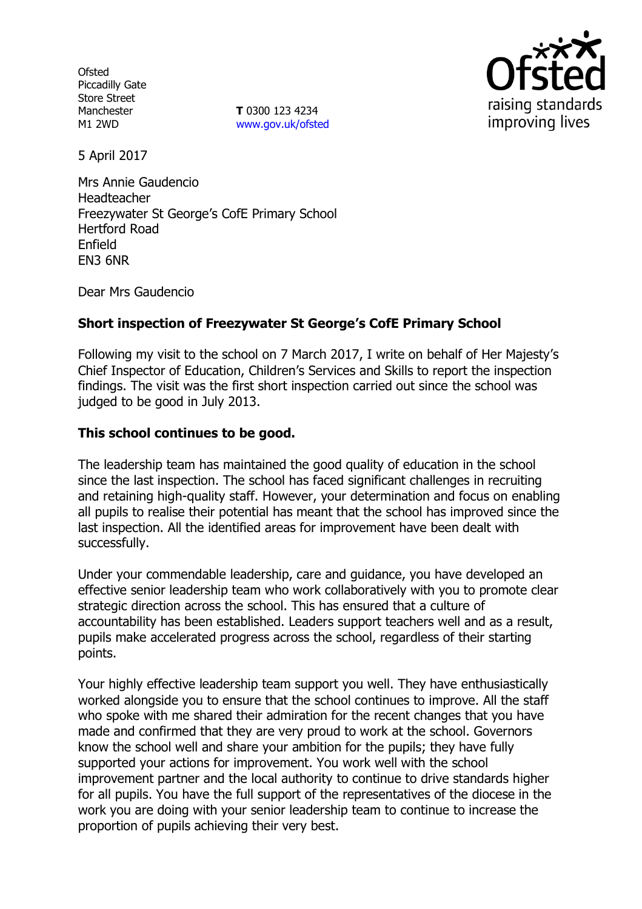Ofsted
Piccadilly Gate
Store Street
Manchester
M1 2WD

**T** 0300 123 4234
www.gov.uk/ofsted

5 April 2017

Mrs Annie Gaudencio
Headteacher
Freezywater St George's CofE Primary School
Hertford Road
Enfield
EN3 6NR

Dear Mrs Gaudencio

**Short inspection of Freezywater St George's CofE Primary School**

Following my visit to the school on 7 March 2017, I write on behalf of Her Majesty's Chief Inspector of Education, Children's Services and Skills to report the inspection findings. The visit was the first short inspection carried out since the school was judged to be good in July 2013.

**This school continues to be good.**

The leadership team has maintained the good quality of education in the school since the last inspection. The school has faced significant challenges in recruiting and retaining high-quality staff. However, your determination and focus on enabling all pupils to realise their potential has meant that the school has improved since the last inspection. All the identified areas for improvement have been dealt with successfully.

Under your commendable leadership, care and guidance, you have developed an effective senior leadership team who work collaboratively with you to promote clear strategic direction across the school. This has ensured that a culture of accountability has been established. Leaders support teachers well and as a result, pupils make accelerated progress across the school, regardless of their starting points.

Your highly effective leadership team support you well. They have enthusiastically worked alongside you to ensure that the school continues to improve. All the staff who spoke with me shared their admiration for the recent changes that you have made and confirmed that they are very proud to work at the school. Governors know the school well and share your ambition for the pupils; they have fully supported your actions for improvement. You work well with the school improvement partner and the local authority to continue to drive standards higher for all pupils. You have the full support of the representatives of the diocese in the work you are doing with your senior leadership team to continue to increase the proportion of pupils achieving their very best.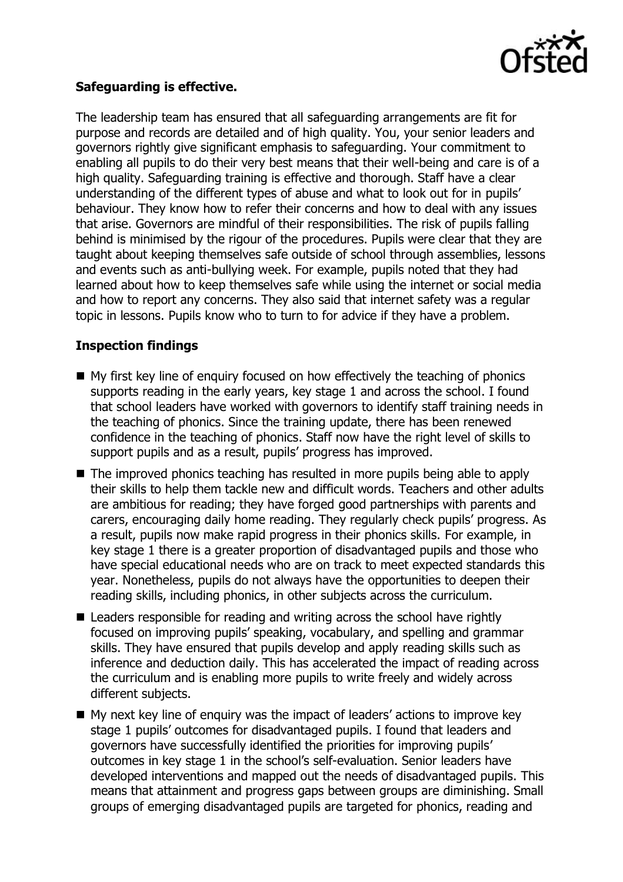**Safeguarding is effective.**

The leadership team has ensured that all safeguarding arrangements are fit for purpose and records are detailed and of high quality. You, your senior leaders and governors rightly give significant emphasis to safeguarding. Your commitment to enabling all pupils to do their very best means that their well-being and care is of a high quality. Safeguarding training is effective and thorough. Staff have a clear understanding of the different types of abuse and what to look out for in pupils' behaviour. They know how to refer their concerns and how to deal with any issues that arise. Governors are mindful of their responsibilities. The risk of pupils falling behind is minimised by the rigour of the procedures. Pupils were clear that they are taught about keeping themselves safe outside of school through assemblies, lessons and events such as anti-bullying week. For example, pupils noted that they had learned about how to keep themselves safe while using the internet or social media and how to report any concerns. They also said that internet safety was a regular topic in lessons. Pupils know who to turn to for advice if they have a problem.

## Inspection findings

- My first key line of enquiry focused on how effectively the teaching of phonics supports reading in the early years, key stage 1 and across the school. I found that school leaders have worked with governors to identify staff training needs in the teaching of phonics. Since the training update, there has been renewed confidence in the teaching of phonics. Staff now have the right level of skills to support pupils and as a result, pupils' progress has improved.
- The improved phonics teaching has resulted in more pupils being able to apply their skills to help them tackle new and difficult words. Teachers and other adults are ambitious for reading; they have forged good partnerships with parents and carers, encouraging daily home reading. They regularly check pupils' progress. As a result, pupils now make rapid progress in their phonics skills. For example, in key stage 1 there is a greater proportion of disadvantaged pupils and those who have special educational needs who are on track to meet expected standards this year. Nonetheless, pupils do not always have the opportunities to deepen their reading skills, including phonics, in other subjects across the curriculum.
- Leaders responsible for reading and writing across the school have rightly focused on improving pupils' speaking, vocabulary, and spelling and grammar skills. They have ensured that pupils develop and apply reading skills such as inference and deduction daily. This has accelerated the impact of reading across the curriculum and is enabling more pupils to write freely and widely across different subjects.
- My next key line of enquiry was the impact of leaders' actions to improve key stage 1 pupils' outcomes for disadvantaged pupils. I found that leaders and governors have successfully identified the priorities for improving pupils' outcomes in key stage 1 in the school's self-evaluation. Senior leaders have developed interventions and mapped out the needs of disadvantaged pupils. This means that attainment and progress gaps between groups are diminishing. Small groups of emerging disadvantaged pupils are targeted for phonics, reading and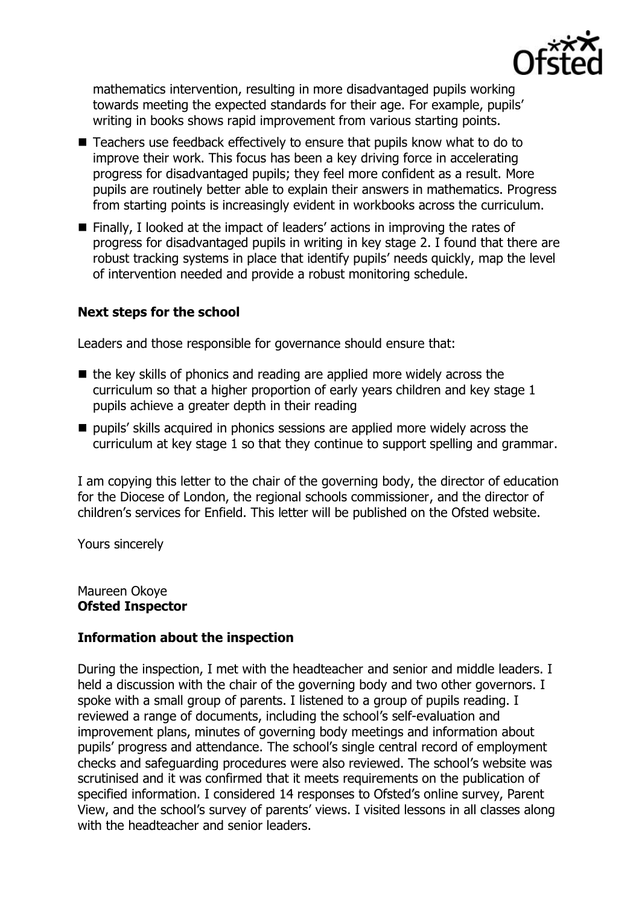mathematics intervention, resulting in more disadvantaged pupils working towards meeting the expected standards for their age. For example, pupils' writing in books shows rapid improvement from various starting points.

- Teachers use feedback effectively to ensure that pupils know what to do to improve their work. This focus has been a key driving force in accelerating progress for disadvantaged pupils; they feel more confident as a result. More pupils are routinely better able to explain their answers in mathematics. Progress from starting points is increasingly evident in workbooks across the curriculum.
- Finally, I looked at the impact of leaders' actions in improving the rates of progress for disadvantaged pupils in writing in key stage 2. I found that there are robust tracking systems in place that identify pupils' needs quickly, map the level of intervention needed and provide a robust monitoring schedule.

## Next steps for the school

Leaders and those responsible for governance should ensure that:

- the key skills of phonics and reading are applied more widely across the curriculum so that a higher proportion of early years children and key stage 1 pupils achieve a greater depth in their reading
- pupils' skills acquired in phonics sessions are applied more widely across the curriculum at key stage 1 so that they continue to support spelling and grammar.

I am copying this letter to the chair of the governing body, the director of education for the Diocese of London, the regional schools commissioner, and the director of children's services for Enfield. This letter will be published on the Ofsted website.

Yours sincerely

Maureen Okoye
**Ofsted Inspector**

## Information about the inspection

During the inspection, I met with the headteacher and senior and middle leaders. I held a discussion with the chair of the governing body and two other governors. I spoke with a small group of parents. I listened to a group of pupils reading. I reviewed a range of documents, including the school's self-evaluation and improvement plans, minutes of governing body meetings and information about pupils' progress and attendance. The school's single central record of employment checks and safeguarding procedures were also reviewed. The school's website was scrutinised and it was confirmed that it meets requirements on the publication of specified information. I considered 14 responses to Ofsted's online survey, Parent View, and the school's survey of parents' views. I visited lessons in all classes along with the headteacher and senior leaders.